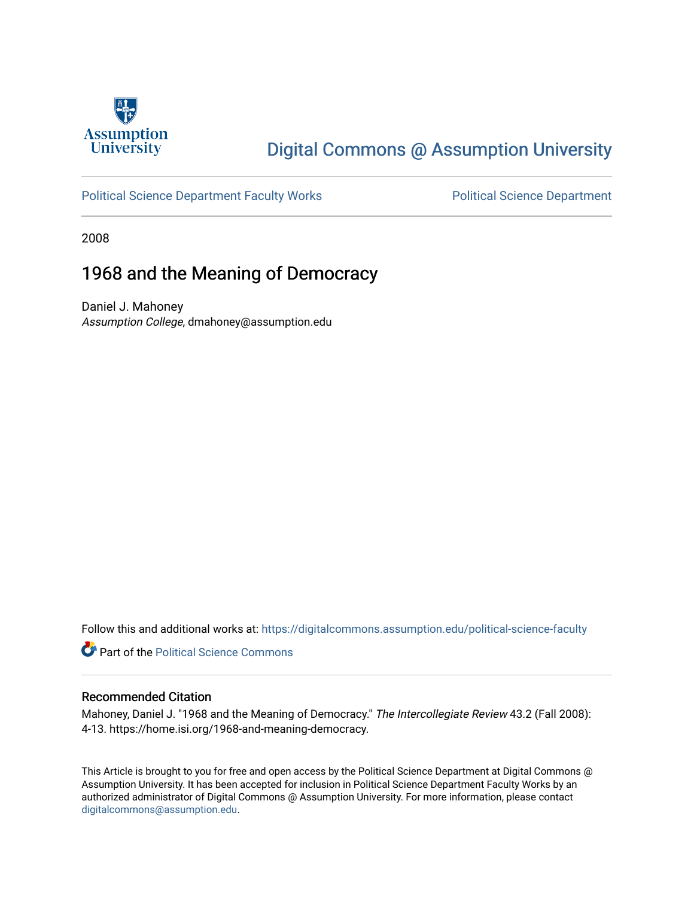Assumption University

# Digital Commons @ Assumption University

Political Science Department Faculty Works | Political Science Department

2008

## 1968 and the Meaning of Democracy

Daniel J. Mahoney
*Assumption College*, dmahoney@assumption.edu

Follow this and additional works at: https://digitalcommons.assumption.edu/political-science-faculty

Part of the Political Science Commons

### Recommended Citation

Mahoney, Daniel J. "1968 and the Meaning of Democracy." *The Intercollegiate Review* 43.2 (Fall 2008): 4-13. https://home.isi.org/1968-and-meaning-democracy.

This Article is brought to you for free and open access by the Political Science Department at Digital Commons @ Assumption University. It has been accepted for inclusion in Political Science Department Faculty Works by an authorized administrator of Digital Commons @ Assumption University. For more information, please contact digitalcommons@assumption.edu.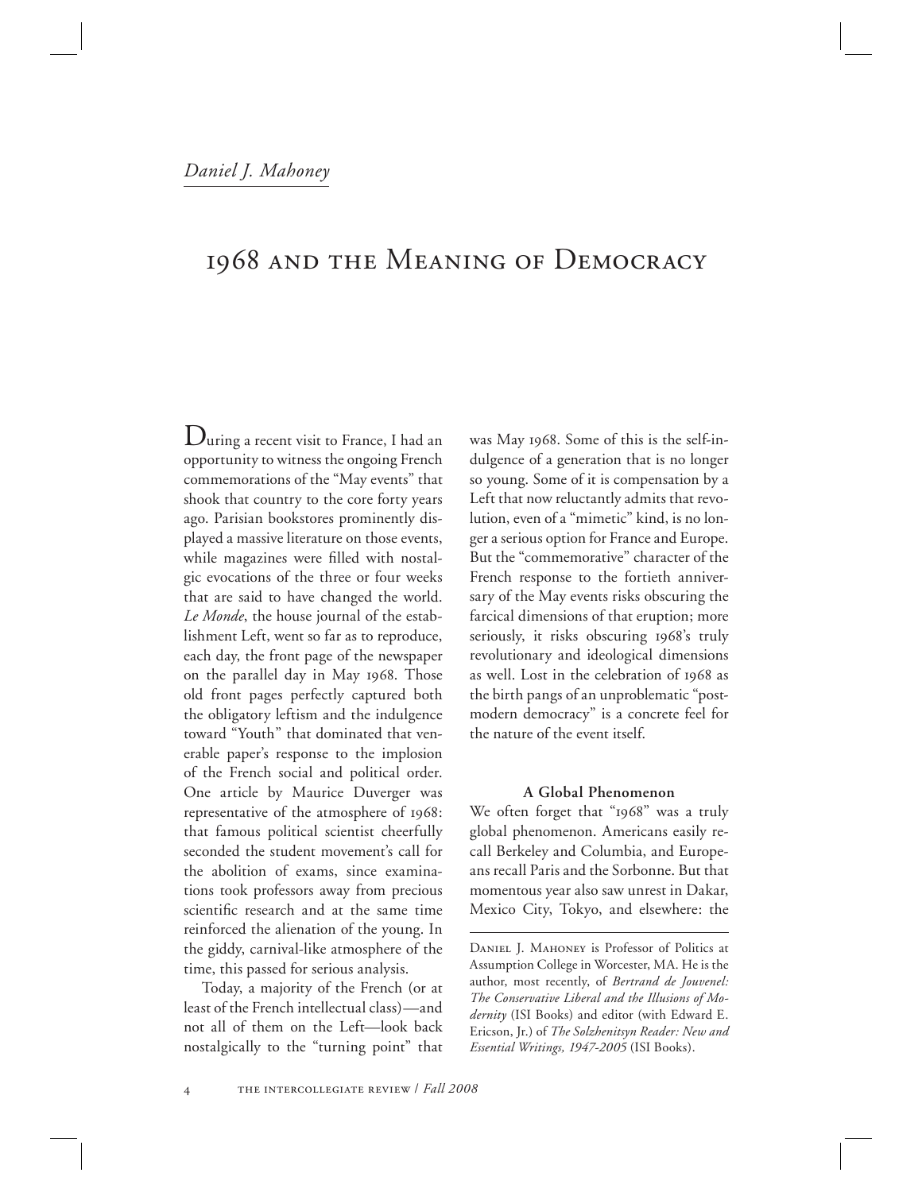*Daniel J. Mahoney*

# 1968 and the Meaning of Democracy

During a recent visit to France, I had an opportunity to witness the ongoing French commemorations of the "May events" that shook that country to the core forty years ago. Parisian bookstores prominently displayed a massive literature on those events, while magazines were filled with nostalgic evocations of the three or four weeks that are said to have changed the world. *Le Monde*, the house journal of the establishment Left, went so far as to reproduce, each day, the front page of the newspaper on the parallel day in May 1968. Those old front pages perfectly captured both the obligatory leftism and the indulgence toward "Youth" that dominated that venerable paper's response to the implosion of the French social and political order. One article by Maurice Duverger was representative of the atmosphere of 1968: that famous political scientist cheerfully seconded the student movement's call for the abolition of exams, since examinations took professors away from precious scientific research and at the same time reinforced the alienation of the young. In the giddy, carnival-like atmosphere of the time, this passed for serious analysis.

Today, a majority of the French (or at least of the French intellectual class)—and not all of them on the Left—look back nostalgically to the "turning point" that was May 1968. Some of this is the self-indulgence of a generation that is no longer so young. Some of it is compensation by a Left that now reluctantly admits that revolution, even of a "mimetic" kind, is no longer a serious option for France and Europe. But the "commemorative" character of the French response to the fortieth anniversary of the May events risks obscuring the farcical dimensions of that eruption; more seriously, it risks obscuring 1968's truly revolutionary and ideological dimensions as well. Lost in the celebration of 1968 as the birth pangs of an unproblematic "postmodern democracy" is a concrete feel for the nature of the event itself.

### A Global Phenomenon

We often forget that "1968" was a truly global phenomenon. Americans easily recall Berkeley and Columbia, and Europeans recall Paris and the Sorbonne. But that momentous year also saw unrest in Dakar, Mexico City, Tokyo, and elsewhere: the

---

Daniel J. Mahoney is Professor of Politics at Assumption College in Worcester, MA. He is the author, most recently, of *Bertrand de Jouvenel: The Conservative Liberal and the Illusions of Modernity* (ISI Books) and editor (with Edward E. Ericson, Jr.) of *The Solzhenitsyn Reader: New and Essential Writings, 1947-2005* (ISI Books).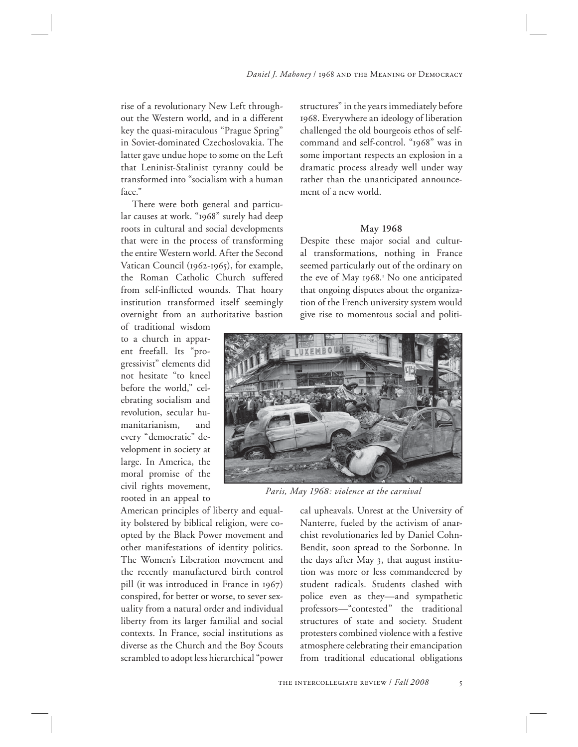rise of a revolutionary New Left throughout the Western world, and in a different key the quasi-miraculous "Prague Spring" in Soviet-dominated Czechoslovakia. The latter gave undue hope to some on the Left that Leninist-Stalinist tyranny could be transformed into "socialism with a human face."

There were both general and particular causes at work. "1968" surely had deep roots in cultural and social developments that were in the process of transforming the entire Western world. After the Second Vatican Council (1962-1965), for example, the Roman Catholic Church suffered from self-inflicted wounds. That hoary institution transformed itself seemingly overnight from an authoritative bastion of traditional wisdom to a church in apparent freefall. Its "progressivist" elements did not hesitate "to kneel before the world," celebrating socialism and revolution, secular humanitarianism, and every "democratic" development in society at large. In America, the moral promise of the civil rights movement, rooted in an appeal to American principles of liberty and equality bolstered by biblical religion, were co-opted by the Black Power movement and other manifestations of identity politics. The Women's Liberation movement and the recently manufactured birth control pill (it was introduced in France in 1967) conspired, for better or worse, to sever sexuality from a natural order and individual liberty from its larger familial and social contexts. In France, social institutions as diverse as the Church and the Boy Scouts scrambled to adopt less hierarchical "power structures" in the years immediately before 1968. Everywhere an ideology of liberation challenged the old bourgeois ethos of self-command and self-control. "1968" was in some important respects an explosion in a dramatic process already well under way rather than the unanticipated announcement of a new world.

### May 1968

Despite these major social and cultural transformations, nothing in France seemed particularly out of the ordinary on the eve of May 1968.[1] No one anticipated that ongoing disputes about the organization of the French university system would give rise to momentous social and political upheavals. Unrest at the University of Nanterre, fueled by the activism of anarchist revolutionaries led by Daniel Cohn-Bendit, soon spread to the Sorbonne. In the days after May 3, that august institution was more or less commandeered by student radicals. Students clashed with police even as they—and sympathetic professors—"contested" the traditional structures of state and society. Student protesters combined violence with a festive atmosphere celebrating their emancipation from traditional educational obligations

*Paris, May 1968: violence at the carnival*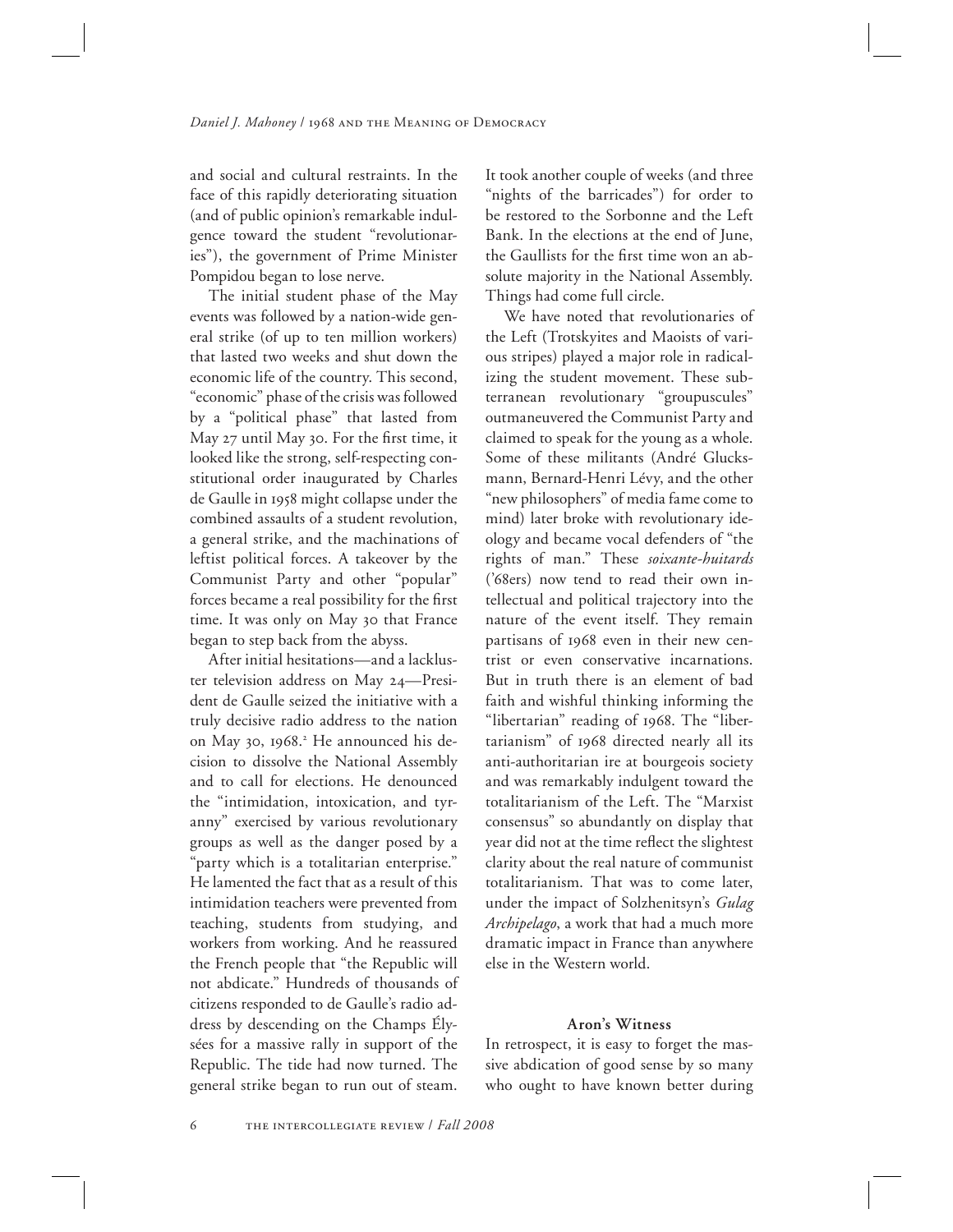and social and cultural restraints. In the face of this rapidly deteriorating situation (and of public opinion's remarkable indulgence toward the student "revolutionaries"), the government of Prime Minister Pompidou began to lose nerve.

The initial student phase of the May events was followed by a nation-wide general strike (of up to ten million workers) that lasted two weeks and shut down the economic life of the country. This second, "economic" phase of the crisis was followed by a "political phase" that lasted from May 27 until May 30. For the first time, it looked like the strong, self-respecting constitutional order inaugurated by Charles de Gaulle in 1958 might collapse under the combined assaults of a student revolution, a general strike, and the machinations of leftist political forces. A takeover by the Communist Party and other "popular" forces became a real possibility for the first time. It was only on May 30 that France began to step back from the abyss.

After initial hesitations—and a lackluster television address on May 24—President de Gaulle seized the initiative with a truly decisive radio address to the nation on May 30, 1968.[2] He announced his decision to dissolve the National Assembly and to call for elections. He denounced the "intimidation, intoxication, and tyranny" exercised by various revolutionary groups as well as the danger posed by a "party which is a totalitarian enterprise." He lamented the fact that as a result of this intimidation teachers were prevented from teaching, students from studying, and workers from working. And he reassured the French people that "the Republic will not abdicate." Hundreds of thousands of citizens responded to de Gaulle's radio address by descending on the Champs Élysées for a massive rally in support of the Republic. The tide had now turned. The general strike began to run out of steam. It took another couple of weeks (and three "nights of the barricades") for order to be restored to the Sorbonne and the Left Bank. In the elections at the end of June, the Gaullists for the first time won an absolute majority in the National Assembly. Things had come full circle.

We have noted that revolutionaries of the Left (Trotskyites and Maoists of various stripes) played a major role in radicalizing the student movement. These subterranean revolutionary "groupuscules" outmaneuvered the Communist Party and claimed to speak for the young as a whole. Some of these militants (André Glucksmann, Bernard-Henri Lévy, and the other "new philosophers" of media fame come to mind) later broke with revolutionary ideology and became vocal defenders of "the rights of man." These *soixante-huitards* ('68ers) now tend to read their own intellectual and political trajectory into the nature of the event itself. They remain partisans of 1968 even in their new centrist or even conservative incarnations. But in truth there is an element of bad faith and wishful thinking informing the "libertarian" reading of 1968. The "libertarianism" of 1968 directed nearly all its anti-authoritarian ire at bourgeois society and was remarkably indulgent toward the totalitarianism of the Left. The "Marxist consensus" so abundantly on display that year did not at the time reflect the slightest clarity about the real nature of communist totalitarianism. That was to come later, under the impact of Solzhenitsyn's *Gulag Archipelago*, a work that had a much more dramatic impact in France than anywhere else in the Western world.

### Aron's Witness

In retrospect, it is easy to forget the massive abdication of good sense by so many who ought to have known better during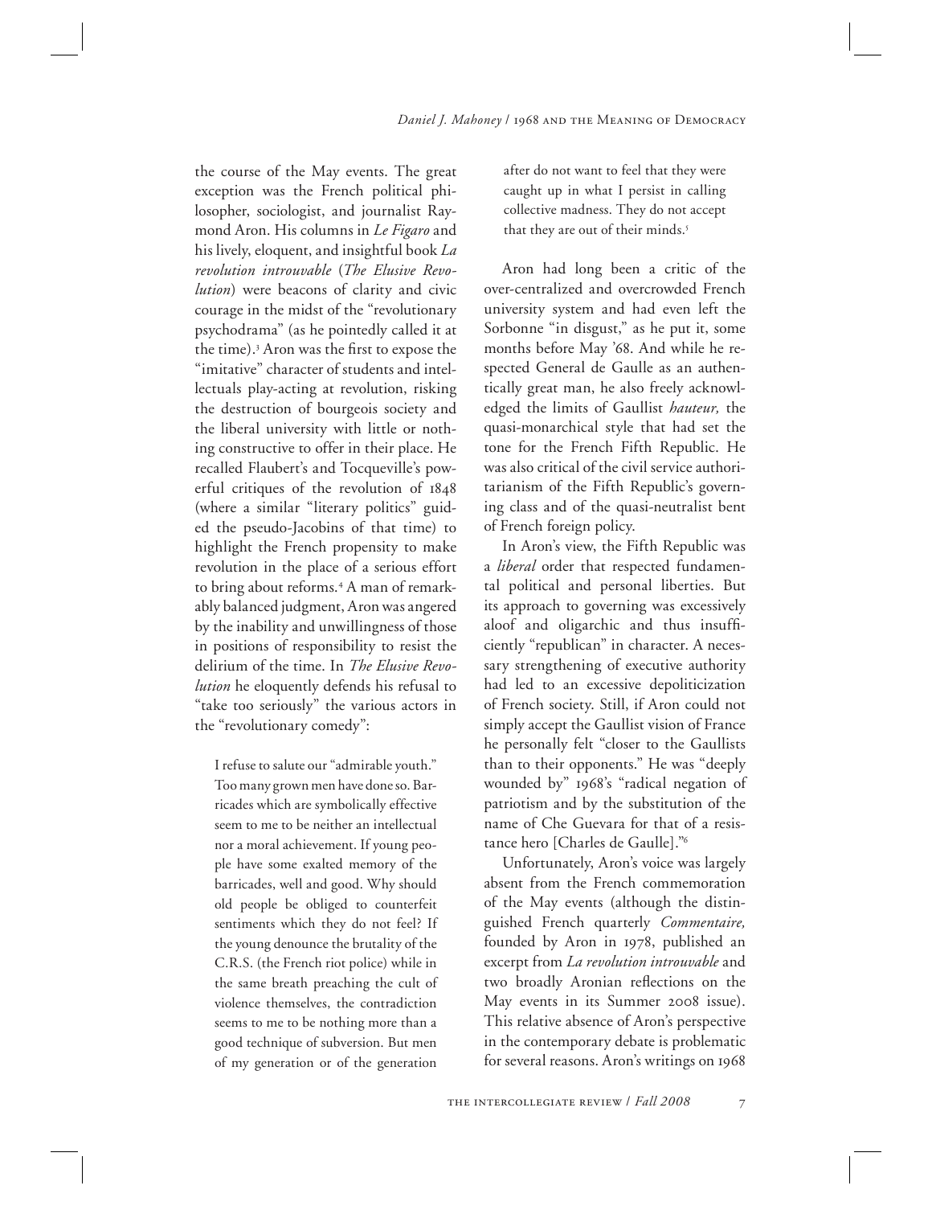the course of the May events. The great exception was the French political philosopher, sociologist, and journalist Raymond Aron. His columns in *Le Figaro* and his lively, eloquent, and insightful book *La revolution introuvable* (*The Elusive Revolution*) were beacons of clarity and civic courage in the midst of the "revolutionary psychodrama" (as he pointedly called it at the time).[3] Aron was the first to expose the "imitative" character of students and intellectuals play-acting at revolution, risking the destruction of bourgeois society and the liberal university with little or nothing constructive to offer in their place. He recalled Flaubert's and Tocqueville's powerful critiques of the revolution of 1848 (where a similar "literary politics" guided the pseudo-Jacobins of that time) to highlight the French propensity to make revolution in the place of a serious effort to bring about reforms.[4] A man of remarkably balanced judgment, Aron was angered by the inability and unwillingness of those in positions of responsibility to resist the delirium of the time. In *The Elusive Revolution* he eloquently defends his refusal to "take too seriously" the various actors in the "revolutionary comedy":

> I refuse to salute our "admirable youth." Too many grown men have done so. Barricades which are symbolically effective seem to me to be neither an intellectual nor a moral achievement. If young people have some exalted memory of the barricades, well and good. Why should old people be obliged to counterfeit sentiments which they do not feel? If the young denounce the brutality of the C.R.S. (the French riot police) while in the same breath preaching the cult of violence themselves, the contradiction seems to me to be nothing more than a good technique of subversion. But men of my generation or of the generation after do not want to feel that they were caught up in what I persist in calling collective madness. They do not accept that they are out of their minds.[5]

Aron had long been a critic of the over-centralized and overcrowded French university system and had even left the Sorbonne "in disgust," as he put it, some months before May '68. And while he respected General de Gaulle as an authentically great man, he also freely acknowledged the limits of Gaullist *hauteur,* the quasi-monarchical style that had set the tone for the French Fifth Republic. He was also critical of the civil service authoritarianism of the Fifth Republic's governing class and of the quasi-neutralist bent of French foreign policy.

In Aron's view, the Fifth Republic was a *liberal* order that respected fundamental political and personal liberties. But its approach to governing was excessively aloof and oligarchic and thus insufficiently "republican" in character. A necessary strengthening of executive authority had led to an excessive depoliticization of French society. Still, if Aron could not simply accept the Gaullist vision of France he personally felt "closer to the Gaullists than to their opponents." He was "deeply wounded by" 1968's "radical negation of patriotism and by the substitution of the name of Che Guevara for that of a resistance hero [Charles de Gaulle]."[6]

Unfortunately, Aron's voice was largely absent from the French commemoration of the May events (although the distinguished French quarterly *Commentaire,* founded by Aron in 1978, published an excerpt from *La revolution introuvable* and two broadly Aronian reflections on the May events in its Summer 2008 issue). This relative absence of Aron's perspective in the contemporary debate is problematic for several reasons. Aron's writings on 1968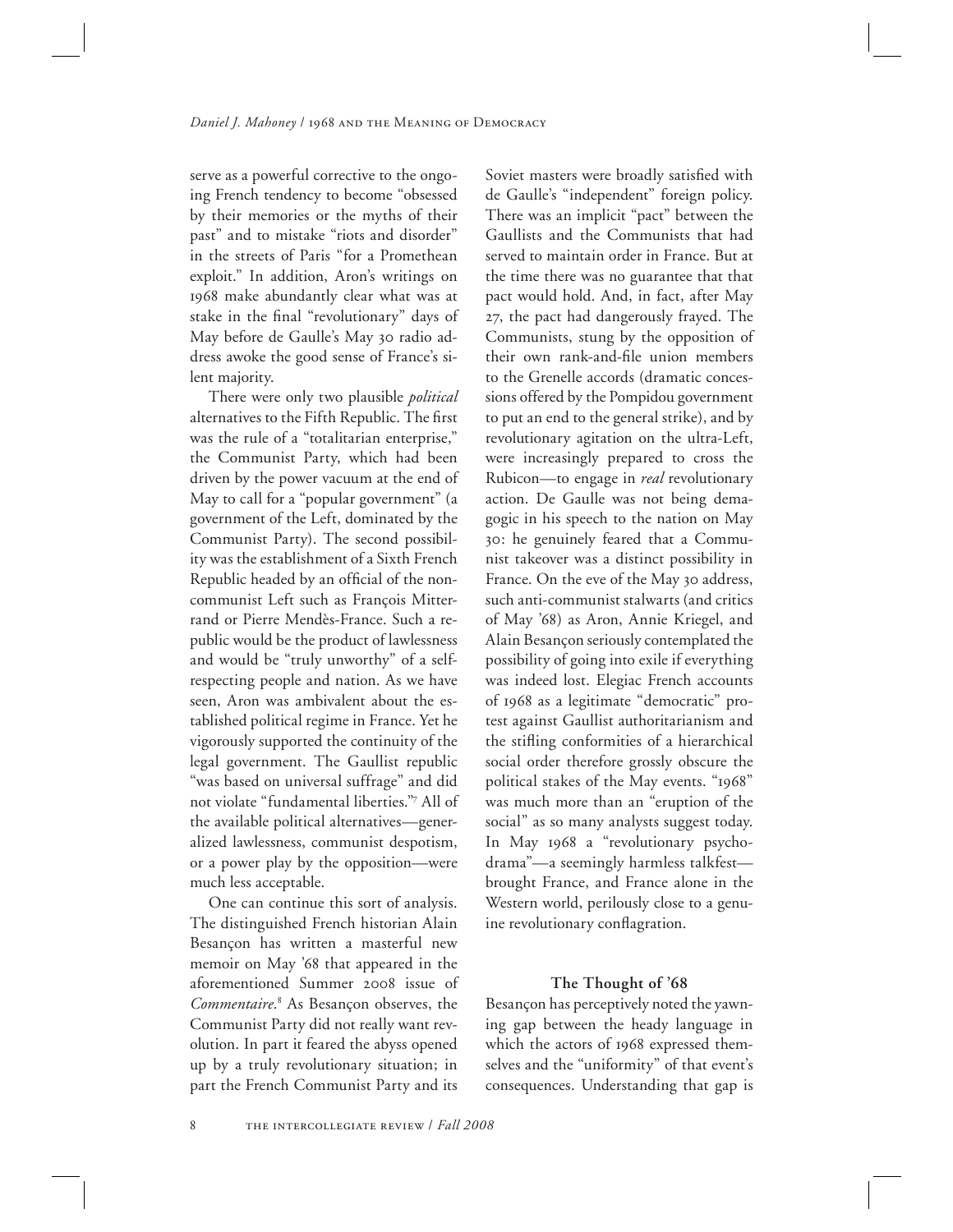serve as a powerful corrective to the ongoing French tendency to become "obsessed by their memories or the myths of their past" and to mistake "riots and disorder" in the streets of Paris "for a Promethean exploit." In addition, Aron's writings on 1968 make abundantly clear what was at stake in the final "revolutionary" days of May before de Gaulle's May 30 radio address awoke the good sense of France's silent majority.

There were only two plausible *political* alternatives to the Fifth Republic. The first was the rule of a "totalitarian enterprise," the Communist Party, which had been driven by the power vacuum at the end of May to call for a "popular government" (a government of the Left, dominated by the Communist Party). The second possibility was the establishment of a Sixth French Republic headed by an official of the noncommunist Left such as François Mitterrand or Pierre Mendès-France. Such a republic would be the product of lawlessness and would be "truly unworthy" of a self-respecting people and nation. As we have seen, Aron was ambivalent about the established political regime in France. Yet he vigorously supported the continuity of the legal government. The Gaullist republic "was based on universal suffrage" and did not violate "fundamental liberties."[7] All of the available political alternatives—generalized lawlessness, communist despotism, or a power play by the opposition—were much less acceptable.

One can continue this sort of analysis. The distinguished French historian Alain Besançon has written a masterful new memoir on May '68 that appeared in the aforementioned Summer 2008 issue of *Commentaire*.[8] As Besançon observes, the Communist Party did not really want revolution. In part it feared the abyss opened up by a truly revolutionary situation; in part the French Communist Party and its Soviet masters were broadly satisfied with de Gaulle's "independent" foreign policy. There was an implicit "pact" between the Gaullists and the Communists that had served to maintain order in France. But at the time there was no guarantee that that pact would hold. And, in fact, after May 27, the pact had dangerously frayed. The Communists, stung by the opposition of their own rank-and-file union members to the Grenelle accords (dramatic concessions offered by the Pompidou government to put an end to the general strike), and by revolutionary agitation on the ultra-Left, were increasingly prepared to cross the Rubicon—to engage in *real* revolutionary action. De Gaulle was not being demagogic in his speech to the nation on May 30: he genuinely feared that a Communist takeover was a distinct possibility in France. On the eve of the May 30 address, such anti-communist stalwarts (and critics of May '68) as Aron, Annie Kriegel, and Alain Besançon seriously contemplated the possibility of going into exile if everything was indeed lost. Elegiac French accounts of 1968 as a legitimate "democratic" protest against Gaullist authoritarianism and the stifling conformities of a hierarchical social order therefore grossly obscure the political stakes of the May events. "1968" was much more than an "eruption of the social" as so many analysts suggest today. In May 1968 a "revolutionary psychodrama"—a seemingly harmless talkfest—brought France, and France alone in the Western world, perilously close to a genuine revolutionary conflagration.

## The Thought of '68

Besançon has perceptively noted the yawning gap between the heady language in which the actors of 1968 expressed themselves and the "uniformity" of that event's consequences. Understanding that gap is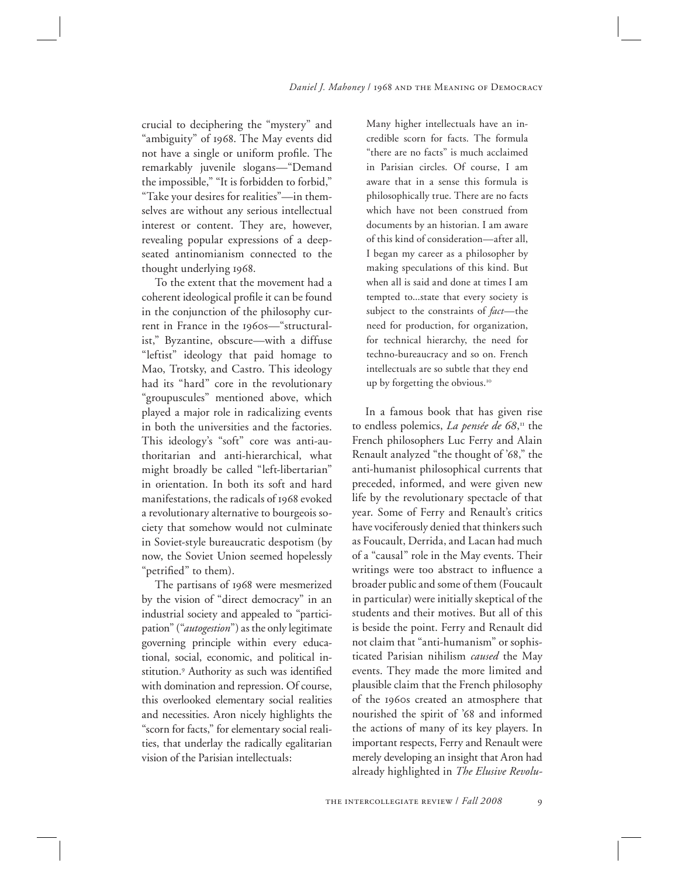crucial to deciphering the "mystery" and "ambiguity" of 1968. The May events did not have a single or uniform profile. The remarkably juvenile slogans—"Demand the impossible," "It is forbidden to forbid," "Take your desires for realities"—in themselves are without any serious intellectual interest or content. They are, however, revealing popular expressions of a deep-seated antinomianism connected to the thought underlying 1968.

To the extent that the movement had a coherent ideological profile it can be found in the conjunction of the philosophy current in France in the 1960s—"structuralist," Byzantine, obscure—with a diffuse "leftist" ideology that paid homage to Mao, Trotsky, and Castro. This ideology had its "hard" core in the revolutionary "groupuscules" mentioned above, which played a major role in radicalizing events in both the universities and the factories. This ideology's "soft" core was anti-authoritarian and anti-hierarchical, what might broadly be called "left-libertarian" in orientation. In both its soft and hard manifestations, the radicals of 1968 evoked a revolutionary alternative to bourgeois society that somehow would not culminate in Soviet-style bureaucratic despotism (by now, the Soviet Union seemed hopelessly "petrified" to them).

The partisans of 1968 were mesmerized by the vision of "direct democracy" in an industrial society and appealed to "participation" ("*autogestion*") as the only legitimate governing principle within every educational, social, economic, and political institution.[9] Authority as such was identified with domination and repression. Of course, this overlooked elementary social realities and necessities. Aron nicely highlights the "scorn for facts," for elementary social realities, that underlay the radically egalitarian vision of the Parisian intellectuals:

> Many higher intellectuals have an incredible scorn for facts. The formula "there are no facts" is much acclaimed in Parisian circles. Of course, I am aware that in a sense this formula is philosophically true. There are no facts which have not been construed from documents by an historian. I am aware of this kind of consideration—after all, I began my career as a philosopher by making speculations of this kind. But when all is said and done at times I am tempted to...state that every society is subject to the constraints of *fact*—the need for production, for organization, for technical hierarchy, the need for techno-bureaucracy and so on. French intellectuals are so subtle that they end up by forgetting the obvious.[10]

In a famous book that has given rise to endless polemics, *La pensée de 68*,[11] the French philosophers Luc Ferry and Alain Renault analyzed "the thought of '68," the anti-humanist philosophical currents that preceded, informed, and were given new life by the revolutionary spectacle of that year. Some of Ferry and Renault's critics have vociferously denied that thinkers such as Foucault, Derrida, and Lacan had much of a "causal" role in the May events. Their writings were too abstract to influence a broader public and some of them (Foucault in particular) were initially skeptical of the students and their motives. But all of this is beside the point. Ferry and Renault did not claim that "anti-humanism" or sophisticated Parisian nihilism *caused* the May events. They made the more limited and plausible claim that the French philosophy of the 1960s created an atmosphere that nourished the spirit of '68 and informed the actions of many of its key players. In important respects, Ferry and Renault were merely developing an insight that Aron had already highlighted in *The Elusive Revolu-*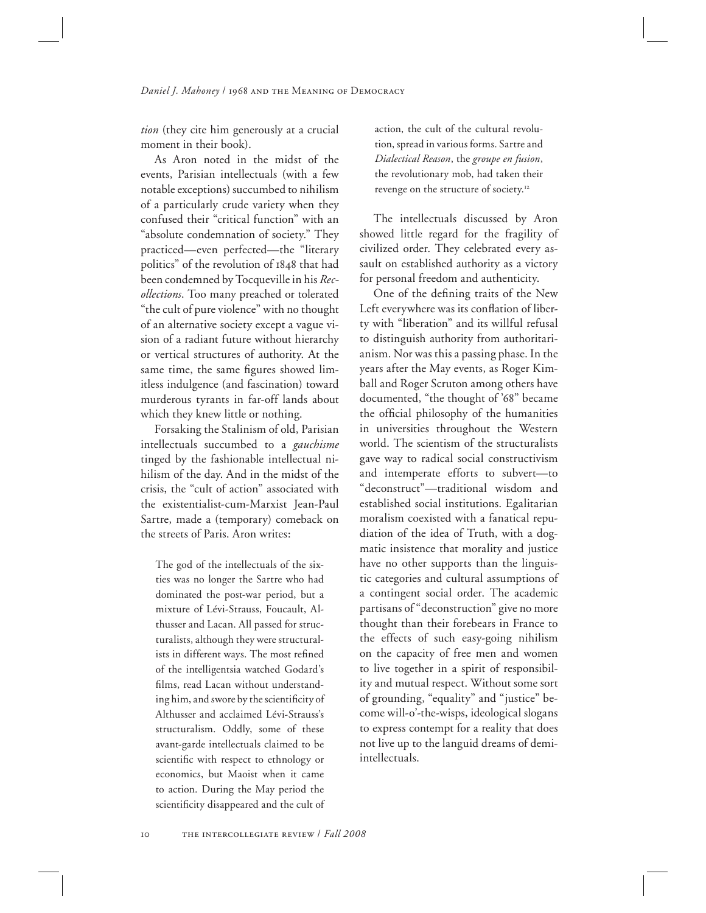*tion* (they cite him generously at a crucial moment in their book).

As Aron noted in the midst of the events, Parisian intellectuals (with a few notable exceptions) succumbed to nihilism of a particularly crude variety when they confused their "critical function" with an "absolute condemnation of society." They practiced—even perfected—the "literary politics" of the revolution of 1848 that had been condemned by Tocqueville in his *Recollections*. Too many preached or tolerated "the cult of pure violence" with no thought of an alternative society except a vague vision of a radiant future without hierarchy or vertical structures of authority. At the same time, the same figures showed limitless indulgence (and fascination) toward murderous tyrants in far-off lands about which they knew little or nothing.

Forsaking the Stalinism of old, Parisian intellectuals succumbed to a *gauchisme* tinged by the fashionable intellectual nihilism of the day. And in the midst of the crisis, the "cult of action" associated with the existentialist-cum-Marxist Jean-Paul Sartre, made a (temporary) comeback on the streets of Paris. Aron writes:

> The god of the intellectuals of the sixties was no longer the Sartre who had dominated the post-war period, but a mixture of Lévi-Strauss, Foucault, Althusser and Lacan. All passed for structuralists, although they were structuralists in different ways. The most refined of the intelligentsia watched Godard's films, read Lacan without understanding him, and swore by the scientificity of Althusser and acclaimed Lévi-Strauss's structuralism. Oddly, some of these avant-garde intellectuals claimed to be scientific with respect to ethnology or economics, but Maoist when it came to action. During the May period the scientificity disappeared and the cult of action, the cult of the cultural revolution, spread in various forms. Sartre and *Dialectical Reason*, the *groupe en fusion*, the revolutionary mob, had taken their revenge on the structure of society.[12]

The intellectuals discussed by Aron showed little regard for the fragility of civilized order. They celebrated every assault on established authority as a victory for personal freedom and authenticity.

One of the defining traits of the New Left everywhere was its conflation of liberty with "liberation" and its willful refusal to distinguish authority from authoritarianism. Nor was this a passing phase. In the years after the May events, as Roger Kimball and Roger Scruton among others have documented, "the thought of '68" became the official philosophy of the humanities in universities throughout the Western world. The scientism of the structuralists gave way to radical social constructivism and intemperate efforts to subvert—to "deconstruct"—traditional wisdom and established social institutions. Egalitarian moralism coexisted with a fanatical repudiation of the idea of Truth, with a dogmatic insistence that morality and justice have no other supports than the linguistic categories and cultural assumptions of a contingent social order. The academic partisans of "deconstruction" give no more thought than their forebears in France to the effects of such easy-going nihilism on the capacity of free men and women to live together in a spirit of responsibility and mutual respect. Without some sort of grounding, "equality" and "justice" become will-o'-the-wisps, ideological slogans to express contempt for a reality that does not live up to the languid dreams of demi-intellectuals.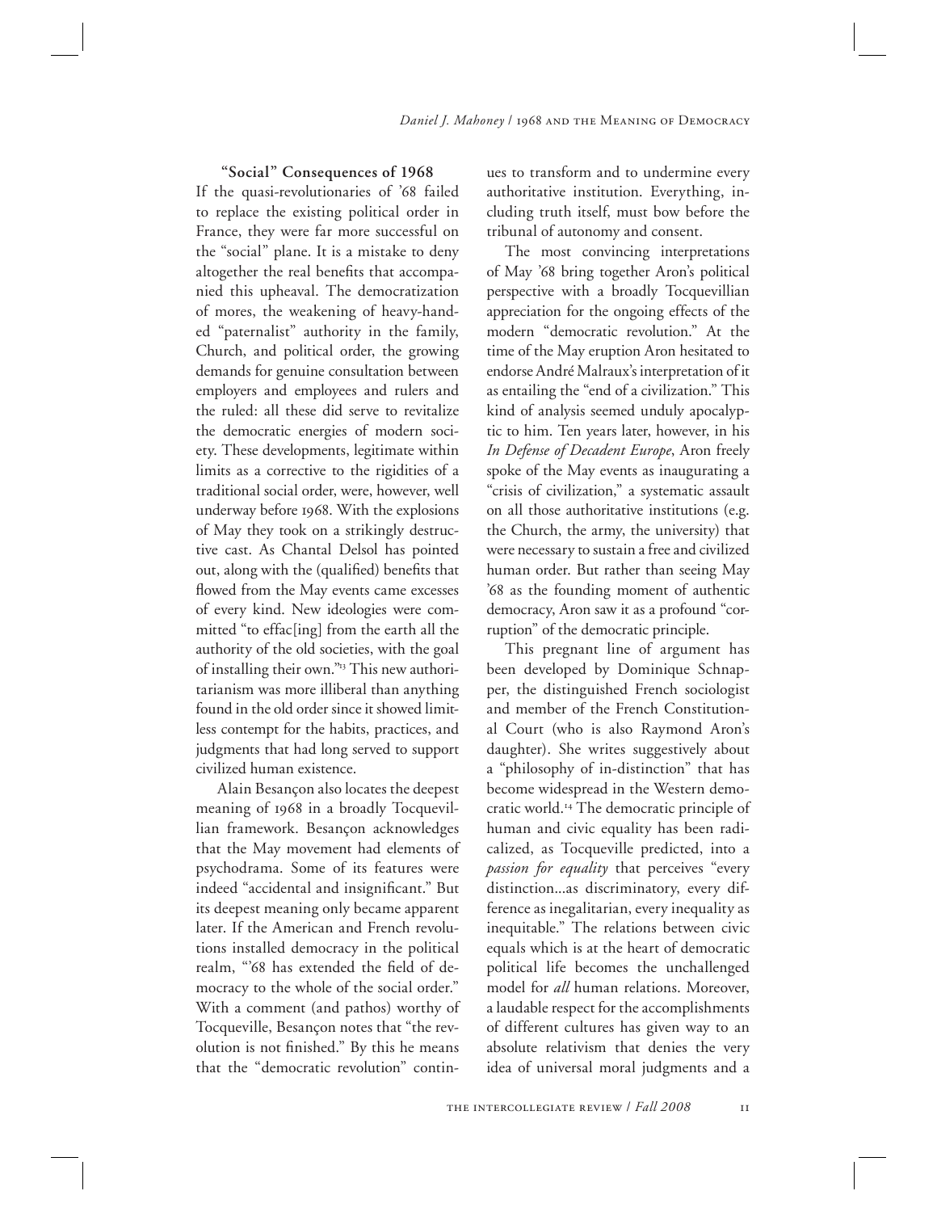### "Social" Consequences of 1968

If the quasi-revolutionaries of '68 failed to replace the existing political order in France, they were far more successful on the "social" plane. It is a mistake to deny altogether the real benefits that accompanied this upheaval. The democratization of mores, the weakening of heavy-handed "paternalist" authority in the family, Church, and political order, the growing demands for genuine consultation between employers and employees and rulers and the ruled: all these did serve to revitalize the democratic energies of modern society. These developments, legitimate within limits as a corrective to the rigidities of a traditional social order, were, however, well underway before 1968. With the explosions of May they took on a strikingly destructive cast. As Chantal Delsol has pointed out, along with the (qualified) benefits that flowed from the May events came excesses of every kind. New ideologies were committed "to effac[ing] from the earth all the authority of the old societies, with the goal of installing their own."[13] This new authoritarianism was more illiberal than anything found in the old order since it showed limitless contempt for the habits, practices, and judgments that had long served to support civilized human existence.

Alain Besançon also locates the deepest meaning of 1968 in a broadly Tocquevillian framework. Besançon acknowledges that the May movement had elements of psychodrama. Some of its features were indeed "accidental and insignificant." But its deepest meaning only became apparent later. If the American and French revolutions installed democracy in the political realm, "'68 has extended the field of democracy to the whole of the social order." With a comment (and pathos) worthy of Tocqueville, Besançon notes that "the revolution is not finished." By this he means that the "democratic revolution" continues to transform and to undermine every authoritative institution. Everything, including truth itself, must bow before the tribunal of autonomy and consent.

The most convincing interpretations of May '68 bring together Aron's political perspective with a broadly Tocquevillian appreciation for the ongoing effects of the modern "democratic revolution." At the time of the May eruption Aron hesitated to endorse André Malraux's interpretation of it as entailing the "end of a civilization." This kind of analysis seemed unduly apocalyptic to him. Ten years later, however, in his *In Defense of Decadent Europe*, Aron freely spoke of the May events as inaugurating a "crisis of civilization," a systematic assault on all those authoritative institutions (e.g. the Church, the army, the university) that were necessary to sustain a free and civilized human order. But rather than seeing May '68 as the founding moment of authentic democracy, Aron saw it as a profound "corruption" of the democratic principle.

This pregnant line of argument has been developed by Dominique Schnapper, the distinguished French sociologist and member of the French Constitutional Court (who is also Raymond Aron's daughter). She writes suggestively about a "philosophy of in-distinction" that has become widespread in the Western democratic world.[14] The democratic principle of human and civic equality has been radicalized, as Tocqueville predicted, into a *passion for equality* that perceives "every distinction...as discriminatory, every difference as inegalitarian, every inequality as inequitable." The relations between civic equals which is at the heart of democratic political life becomes the unchallenged model for *all* human relations. Moreover, a laudable respect for the accomplishments of different cultures has given way to an absolute relativism that denies the very idea of universal moral judgments and a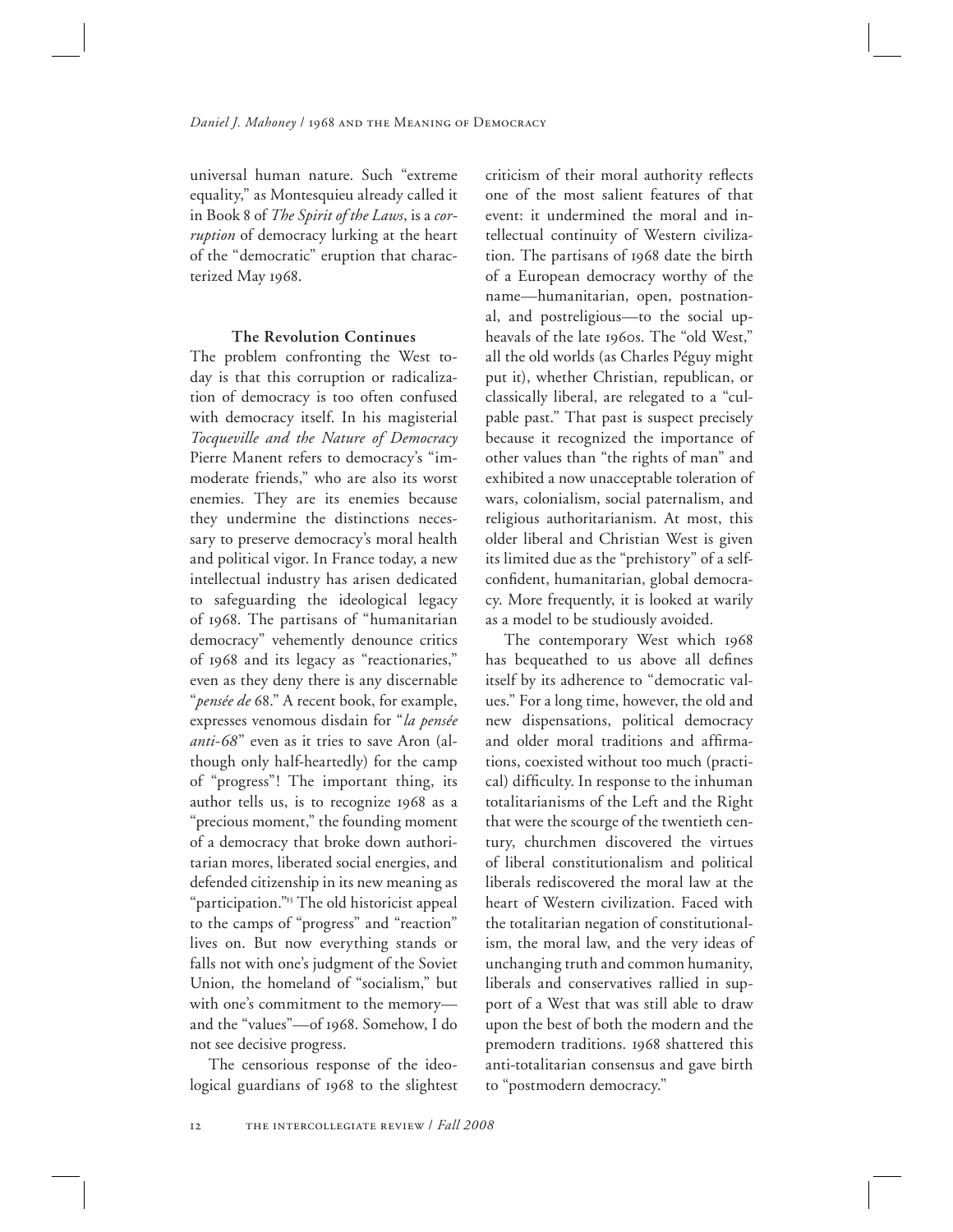universal human nature. Such "extreme equality," as Montesquieu already called it in Book 8 of *The Spirit of the Laws*, is a *corruption* of democracy lurking at the heart of the "democratic" eruption that characterized May 1968.

### The Revolution Continues

The problem confronting the West today is that this corruption or radicalization of democracy is too often confused with democracy itself. In his magisterial *Tocqueville and the Nature of Democracy* Pierre Manent refers to democracy's "immoderate friends," who are also its worst enemies. They are its enemies because they undermine the distinctions necessary to preserve democracy's moral health and political vigor. In France today, a new intellectual industry has arisen dedicated to safeguarding the ideological legacy of 1968. The partisans of "humanitarian democracy" vehemently denounce critics of 1968 and its legacy as "reactionaries," even as they deny there is any discernable "*pensée de 68*." A recent book, for example, expresses venomous disdain for "*la pensée anti-68*" even as it tries to save Aron (although only half-heartedly) for the camp of "progress"! The important thing, its author tells us, is to recognize 1968 as a "precious moment," the founding moment of a democracy that broke down authoritarian mores, liberated social energies, and defended citizenship in its new meaning as "participation."[15] The old historicist appeal to the camps of "progress" and "reaction" lives on. But now everything stands or falls not with one's judgment of the Soviet Union, the homeland of "socialism," but with one's commitment to the memory—and the "values"—of 1968. Somehow, I do not see decisive progress.

The censorious response of the ideological guardians of 1968 to the slightest criticism of their moral authority reflects one of the most salient features of that event: it undermined the moral and intellectual continuity of Western civilization. The partisans of 1968 date the birth of a European democracy worthy of the name—humanitarian, open, postnational, and postreligious—to the social upheavals of the late 1960s. The "old West," all the old worlds (as Charles Péguy might put it), whether Christian, republican, or classically liberal, are relegated to a "culpable past." That past is suspect precisely because it recognized the importance of other values than "the rights of man" and exhibited a now unacceptable toleration of wars, colonialism, social paternalism, and religious authoritarianism. At most, this older liberal and Christian West is given its limited due as the "prehistory" of a self-confident, humanitarian, global democracy. More frequently, it is looked at warily as a model to be studiously avoided.

The contemporary West which 1968 has bequeathed to us above all defines itself by its adherence to "democratic values." For a long time, however, the old and new dispensations, political democracy and older moral traditions and affirmations, coexisted without too much (practical) difficulty. In response to the inhuman totalitarianisms of the Left and the Right that were the scourge of the twentieth century, churchmen discovered the virtues of liberal constitutionalism and political liberals rediscovered the moral law at the heart of Western civilization. Faced with the totalitarian negation of constitutionalism, the moral law, and the very ideas of unchanging truth and common humanity, liberals and conservatives rallied in support of a West that was still able to draw upon the best of both the modern and the premodern traditions. 1968 shattered this anti-totalitarian consensus and gave birth to "postmodern democracy."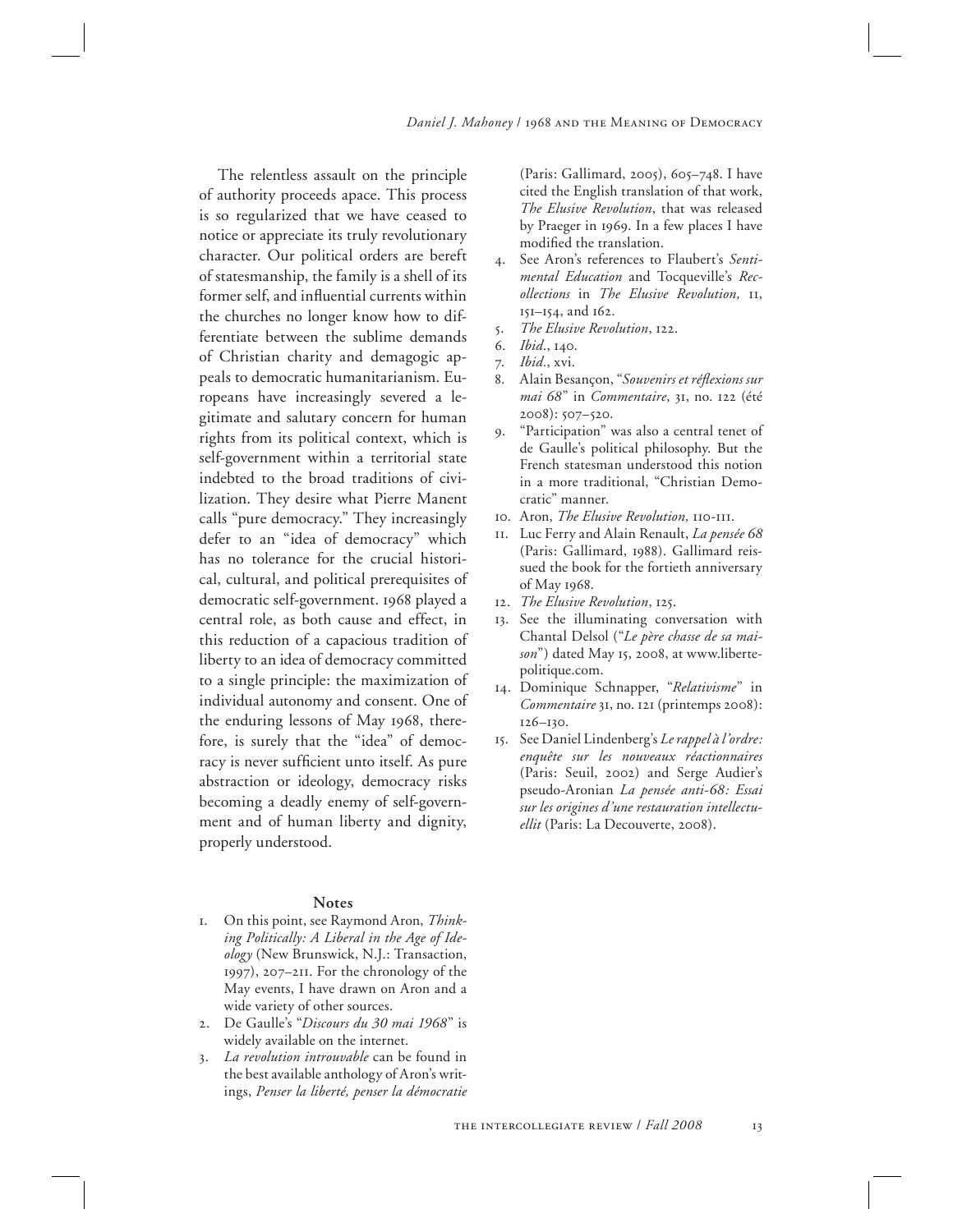The relentless assault on the principle of authority proceeds apace. This process is so regularized that we have ceased to notice or appreciate its truly revolutionary character. Our political orders are bereft of statesmanship, the family is a shell of its former self, and influential currents within the churches no longer know how to differentiate between the sublime demands of Christian charity and demagogic appeals to democratic humanitarianism. Europeans have increasingly severed a legitimate and salutary concern for human rights from its political context, which is self-government within a territorial state indebted to the broad traditions of civilization. They desire what Pierre Manent calls "pure democracy." They increasingly defer to an "idea of democracy" which has no tolerance for the crucial historical, cultural, and political prerequisites of democratic self-government. 1968 played a central role, as both cause and effect, in this reduction of a capacious tradition of liberty to an idea of democracy committed to a single principle: the maximization of individual autonomy and consent. One of the enduring lessons of May 1968, therefore, is surely that the "idea" of democracy is never sufficient unto itself. As pure abstraction or ideology, democracy risks becoming a deadly enemy of self-government and of human liberty and dignity, properly understood.

## Notes

1. On this point, see Raymond Aron, *Thinking Politically: A Liberal in the Age of Ideology* (New Brunswick, N.J.: Transaction, 1997), 207–211. For the chronology of the May events, I have drawn on Aron and a wide variety of other sources.
2. De Gaulle's "*Discours du 30 mai 1968*" is widely available on the internet.
3. *La revolution introuvable* can be found in the best available anthology of Aron's writings, *Penser la liberté, penser la démocratie* (Paris: Gallimard, 2005), 605–748. I have cited the English translation of that work, *The Elusive Revolution*, that was released by Praeger in 1969. In a few places I have modified the translation.
4. See Aron's references to Flaubert's *Sentimental Education* and Tocqueville's *Recollections* in *The Elusive Revolution,* 11, 151–154, and 162.
5. *The Elusive Revolution*, 122.
6. *Ibid.*, 140.
7. *Ibid.*, xvi.
8. Alain Besançon, "*Souvenirs et réflexions sur mai 68*" in *Commentaire*, 31, no. 122 (été 2008): 507–520.
9. "Participation" was also a central tenet of de Gaulle's political philosophy. But the French statesman understood this notion in a more traditional, "Christian Democratic" manner.
10. Aron, *The Elusive Revolution,* 110-111.
11. Luc Ferry and Alain Renault, *La pensée 68* (Paris: Gallimard, 1988). Gallimard reissued the book for the fortieth anniversary of May 1968.
12. *The Elusive Revolution*, 125.
13. See the illuminating conversation with Chantal Delsol ("*Le père chasse de sa maison*") dated May 15, 2008, at www.libertepolitique.com.
14. Dominique Schnapper, "*Relativisme*" in *Commentaire* 31, no. 121 (printemps 2008): 126–130.
15. See Daniel Lindenberg's *Le rappel à l'ordre: enquête sur les nouveaux réactionnaires* (Paris: Seuil, 2002) and Serge Audier's pseudo-Aronian *La pensée anti-68: Essai sur les origines d'une restauration intellectuellit* (Paris: La Decouverte, 2008).